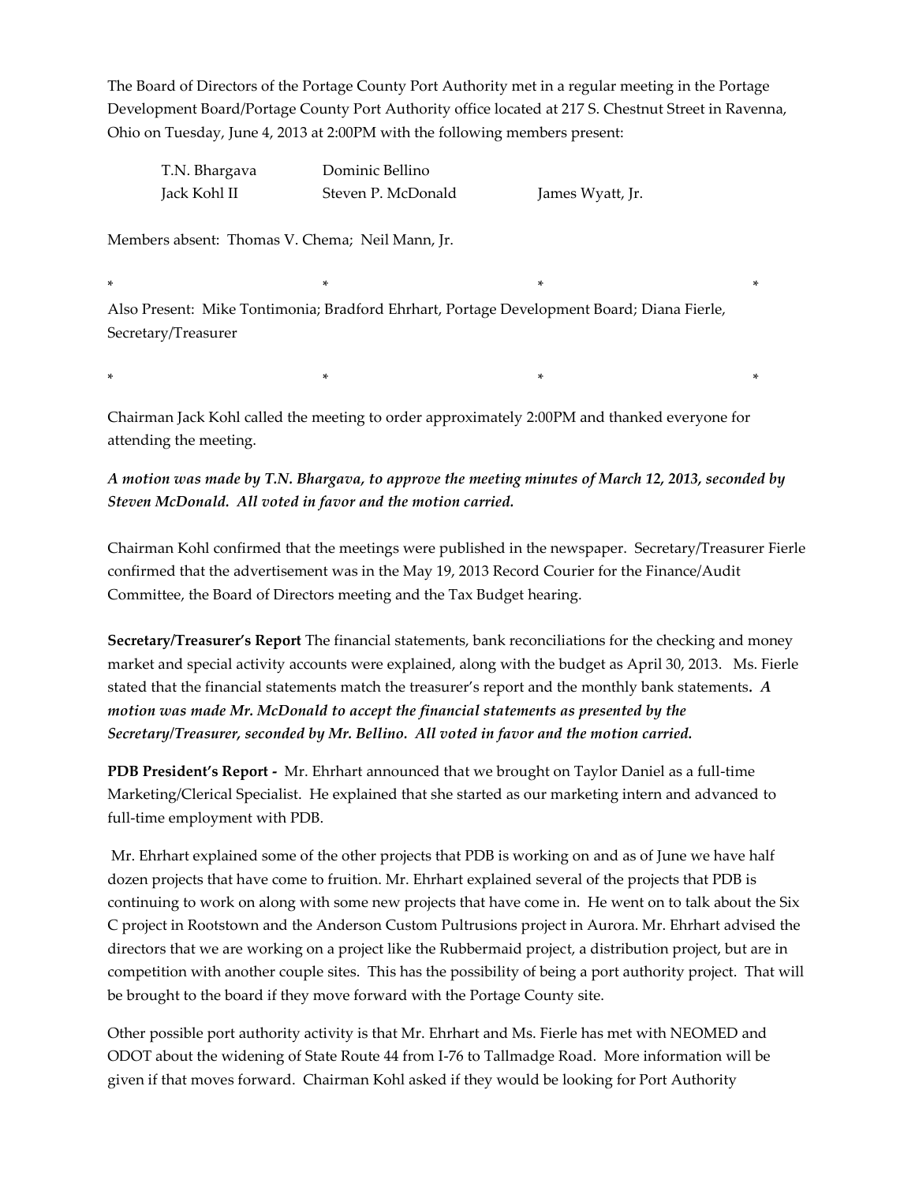The Board of Directors of the Portage County Port Authority met in a regular meeting in the Portage Development Board/Portage County Port Authority office located at 217 S. Chestnut Street in Ravenna, Ohio on Tuesday, June 4, 2013 at 2:00PM with the following members present:

| | | |
|---|---|---|
| T.N. Bhargava | Dominic Bellino | |
| Jack Kohl II | Steven P. McDonald | James Wyatt, Jr. |

Members absent: Thomas V. Chema; Neil Mann, Jr.

\* \* \* \*

Also Present: Mike Tontimonia; Bradford Ehrhart, Portage Development Board; Diana Fierle, Secretary/Treasurer

\* \* \* \*

Chairman Jack Kohl called the meeting to order approximately 2:00PM and thanked everyone for attending the meeting.

***A motion was made by T.N. Bhargava, to approve the meeting minutes of March 12, 2013, seconded by Steven McDonald. All voted in favor and the motion carried.***

Chairman Kohl confirmed that the meetings were published in the newspaper. Secretary/Treasurer Fierle confirmed that the advertisement was in the May 19, 2013 Record Courier for the Finance/Audit Committee, the Board of Directors meeting and the Tax Budget hearing.

**Secretary/Treasurer's Report** The financial statements, bank reconciliations for the checking and money market and special activity accounts were explained, along with the budget as April 30, 2013. Ms. Fierle stated that the financial statements match the treasurer's report and the monthly bank statements**.** ***A motion was made Mr. McDonald to accept the financial statements as presented by the Secretary/Treasurer, seconded by Mr. Bellino. All voted in favor and the motion carried.***

**PDB President's Report -** Mr. Ehrhart announced that we brought on Taylor Daniel as a full-time Marketing/Clerical Specialist. He explained that she started as our marketing intern and advanced to full-time employment with PDB.

Mr. Ehrhart explained some of the other projects that PDB is working on and as of June we have half dozen projects that have come to fruition. Mr. Ehrhart explained several of the projects that PDB is continuing to work on along with some new projects that have come in. He went on to talk about the Six C project in Rootstown and the Anderson Custom Pultrusions project in Aurora. Mr. Ehrhart advised the directors that we are working on a project like the Rubbermaid project, a distribution project, but are in competition with another couple sites. This has the possibility of being a port authority project. That will be brought to the board if they move forward with the Portage County site.

Other possible port authority activity is that Mr. Ehrhart and Ms. Fierle has met with NEOMED and ODOT about the widening of State Route 44 from I-76 to Tallmadge Road. More information will be given if that moves forward. Chairman Kohl asked if they would be looking for Port Authority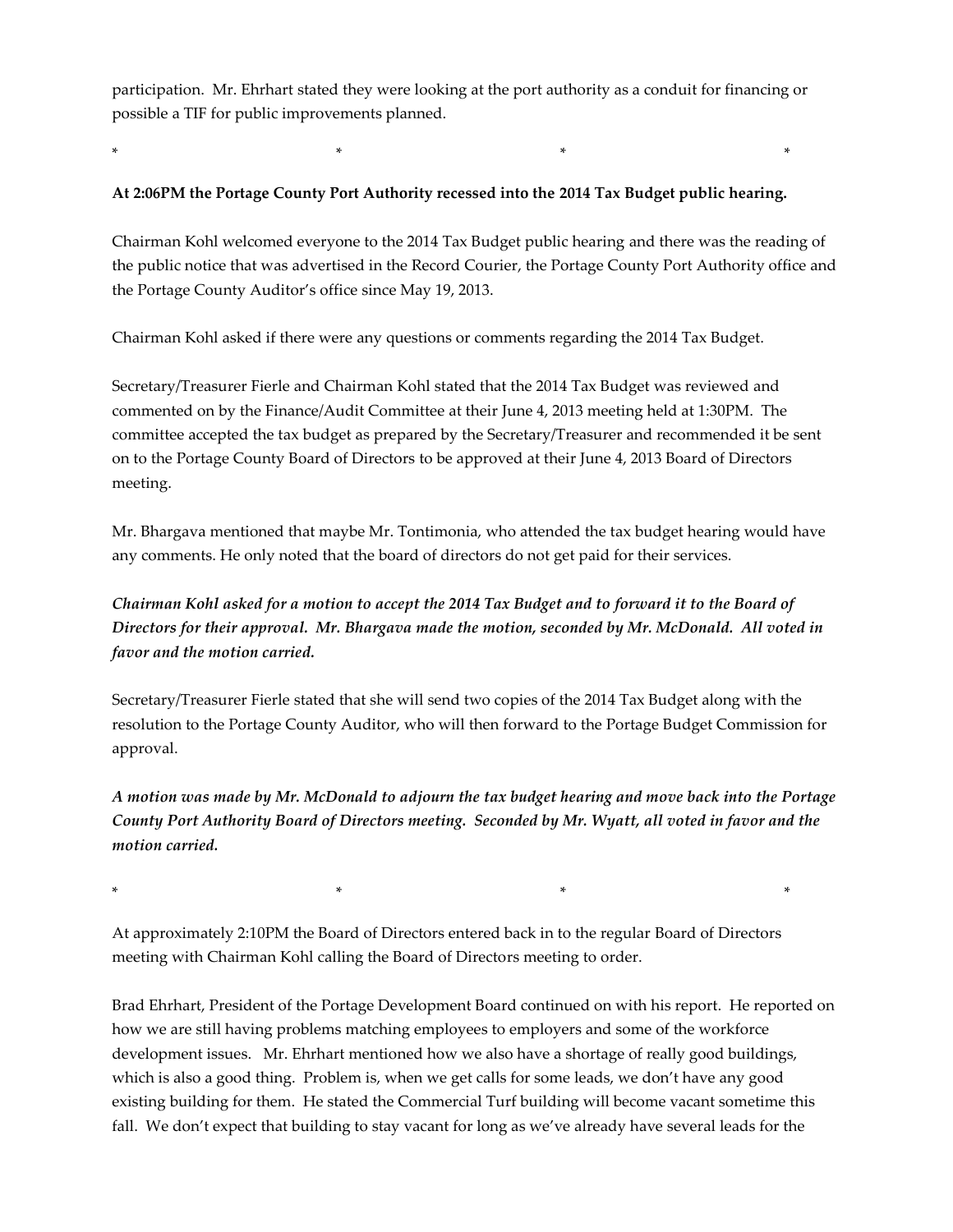participation. Mr. Ehrhart stated they were looking at the port authority as a conduit for financing or possible a TIF for public improvements planned.

\*                    \*                    \*                    \*

**At 2:06PM the Portage County Port Authority recessed into the 2014 Tax Budget public hearing.**

Chairman Kohl welcomed everyone to the 2014 Tax Budget public hearing and there was the reading of the public notice that was advertised in the Record Courier, the Portage County Port Authority office and the Portage County Auditor's office since May 19, 2013.

Chairman Kohl asked if there were any questions or comments regarding the 2014 Tax Budget.

Secretary/Treasurer Fierle and Chairman Kohl stated that the 2014 Tax Budget was reviewed and commented on by the Finance/Audit Committee at their June 4, 2013 meeting held at 1:30PM. The committee accepted the tax budget as prepared by the Secretary/Treasurer and recommended it be sent on to the Portage County Board of Directors to be approved at their June 4, 2013 Board of Directors meeting.

Mr. Bhargava mentioned that maybe Mr. Tontimonia, who attended the tax budget hearing would have any comments. He only noted that the board of directors do not get paid for their services.

***Chairman Kohl asked for a motion to accept the 2014 Tax Budget and to forward it to the Board of Directors for their approval. Mr. Bhargava made the motion, seconded by Mr. McDonald. All voted in favor and the motion carried.***

Secretary/Treasurer Fierle stated that she will send two copies of the 2014 Tax Budget along with the resolution to the Portage County Auditor, who will then forward to the Portage Budget Commission for approval.

***A motion was made by Mr. McDonald to adjourn the tax budget hearing and move back into the Portage County Port Authority Board of Directors meeting. Seconded by Mr. Wyatt, all voted in favor and the motion carried.***

\*                    \*                    \*                    \*

At approximately 2:10PM the Board of Directors entered back in to the regular Board of Directors meeting with Chairman Kohl calling the Board of Directors meeting to order.

Brad Ehrhart, President of the Portage Development Board continued on with his report. He reported on how we are still having problems matching employees to employers and some of the workforce development issues. Mr. Ehrhart mentioned how we also have a shortage of really good buildings, which is also a good thing. Problem is, when we get calls for some leads, we don't have any good existing building for them. He stated the Commercial Turf building will become vacant sometime this fall. We don't expect that building to stay vacant for long as we've already have several leads for the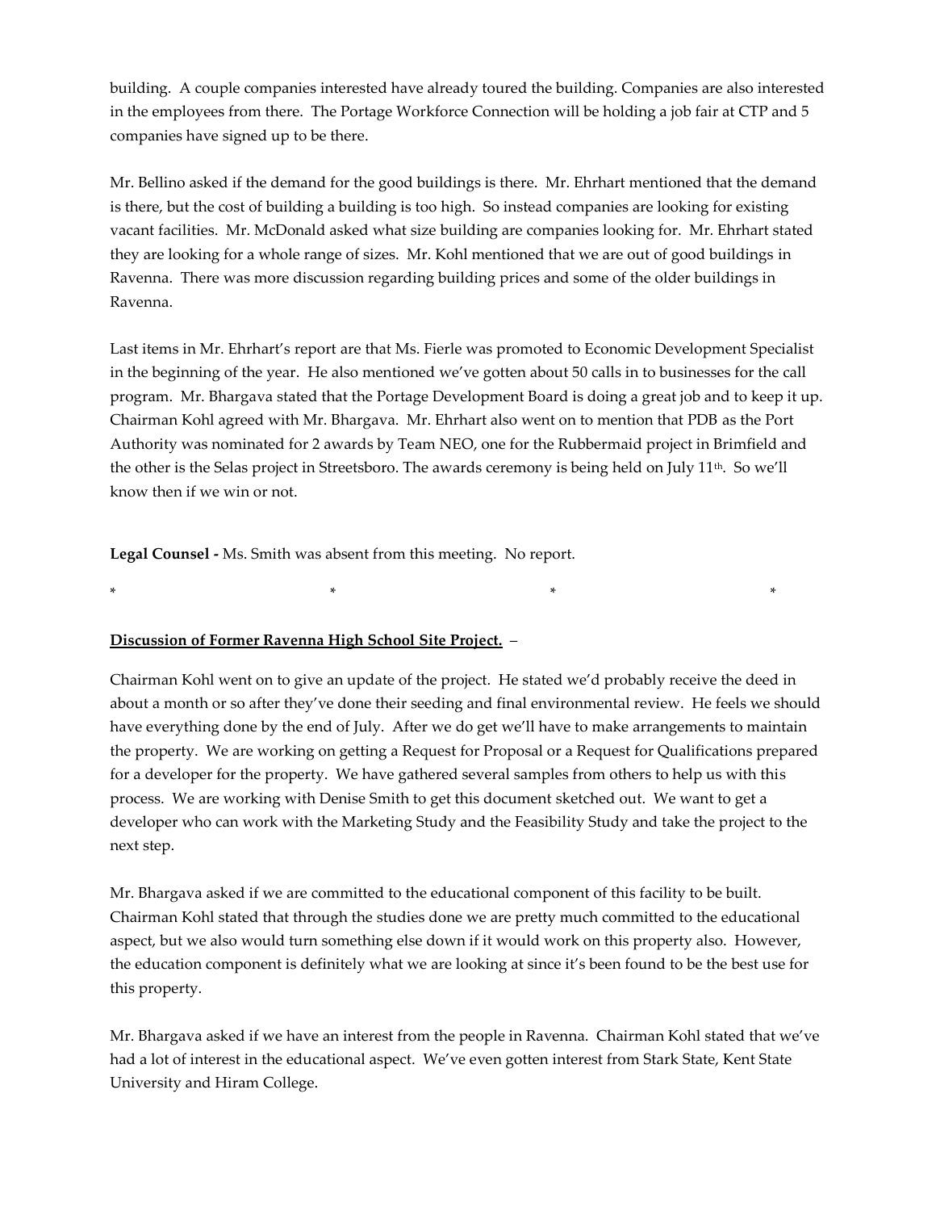building. A couple companies interested have already toured the building. Companies are also interested in the employees from there. The Portage Workforce Connection will be holding a job fair at CTP and 5 companies have signed up to be there.

Mr. Bellino asked if the demand for the good buildings is there. Mr. Ehrhart mentioned that the demand is there, but the cost of building a building is too high. So instead companies are looking for existing vacant facilities. Mr. McDonald asked what size building are companies looking for. Mr. Ehrhart stated they are looking for a whole range of sizes. Mr. Kohl mentioned that we are out of good buildings in Ravenna. There was more discussion regarding building prices and some of the older buildings in Ravenna.

Last items in Mr. Ehrhart's report are that Ms. Fierle was promoted to Economic Development Specialist in the beginning of the year. He also mentioned we've gotten about 50 calls in to businesses for the call program. Mr. Bhargava stated that the Portage Development Board is doing a great job and to keep it up. Chairman Kohl agreed with Mr. Bhargava. Mr. Ehrhart also went on to mention that PDB as the Port Authority was nominated for 2 awards by Team NEO, one for the Rubbermaid project in Brimfield and the other is the Selas project in Streetsboro. The awards ceremony is being held on July 11th. So we'll know then if we win or not.

**Legal Counsel -** Ms. Smith was absent from this meeting. No report.

\* \* \* \*

**<u>Discussion of Former Ravenna High School Site Project.</u>** –

Chairman Kohl went on to give an update of the project. He stated we'd probably receive the deed in about a month or so after they've done their seeding and final environmental review. He feels we should have everything done by the end of July. After we do get we'll have to make arrangements to maintain the property. We are working on getting a Request for Proposal or a Request for Qualifications prepared for a developer for the property. We have gathered several samples from others to help us with this process. We are working with Denise Smith to get this document sketched out. We want to get a developer who can work with the Marketing Study and the Feasibility Study and take the project to the next step.

Mr. Bhargava asked if we are committed to the educational component of this facility to be built. Chairman Kohl stated that through the studies done we are pretty much committed to the educational aspect, but we also would turn something else down if it would work on this property also. However, the education component is definitely what we are looking at since it's been found to be the best use for this property.

Mr. Bhargava asked if we have an interest from the people in Ravenna. Chairman Kohl stated that we've had a lot of interest in the educational aspect. We've even gotten interest from Stark State, Kent State University and Hiram College.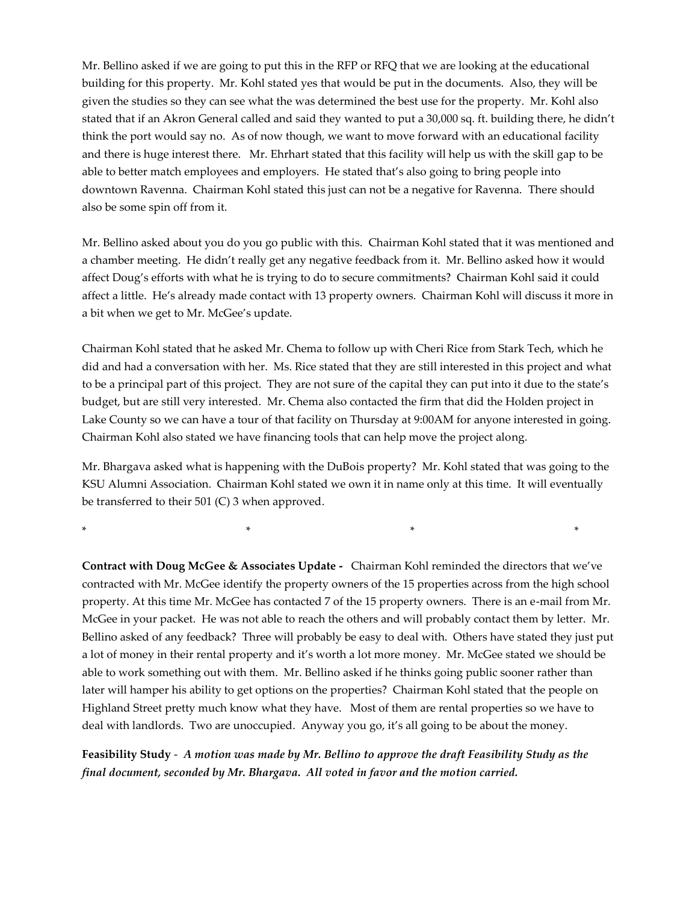Mr. Bellino asked if we are going to put this in the RFP or RFQ that we are looking at the educational building for this property. Mr. Kohl stated yes that would be put in the documents. Also, they will be given the studies so they can see what the was determined the best use for the property. Mr. Kohl also stated that if an Akron General called and said they wanted to put a 30,000 sq. ft. building there, he didn't think the port would say no. As of now though, we want to move forward with an educational facility and there is huge interest there. Mr. Ehrhart stated that this facility will help us with the skill gap to be able to better match employees and employers. He stated that's also going to bring people into downtown Ravenna. Chairman Kohl stated this just can not be a negative for Ravenna. There should also be some spin off from it.

Mr. Bellino asked about you do you go public with this. Chairman Kohl stated that it was mentioned and a chamber meeting. He didn't really get any negative feedback from it. Mr. Bellino asked how it would affect Doug's efforts with what he is trying to do to secure commitments? Chairman Kohl said it could affect a little. He's already made contact with 13 property owners. Chairman Kohl will discuss it more in a bit when we get to Mr. McGee's update.

Chairman Kohl stated that he asked Mr. Chema to follow up with Cheri Rice from Stark Tech, which he did and had a conversation with her. Ms. Rice stated that they are still interested in this project and what to be a principal part of this project. They are not sure of the capital they can put into it due to the state's budget, but are still very interested. Mr. Chema also contacted the firm that did the Holden project in Lake County so we can have a tour of that facility on Thursday at 9:00AM for anyone interested in going. Chairman Kohl also stated we have financing tools that can help move the project along.

Mr. Bhargava asked what is happening with the DuBois property? Mr. Kohl stated that was going to the KSU Alumni Association. Chairman Kohl stated we own it in name only at this time. It will eventually be transferred to their 501 (C) 3 when approved.

\* \* \* \*

**Contract with Doug McGee & Associates Update -** Chairman Kohl reminded the directors that we've contracted with Mr. McGee identify the property owners of the 15 properties across from the high school property. At this time Mr. McGee has contacted 7 of the 15 property owners. There is an e-mail from Mr. McGee in your packet. He was not able to reach the others and will probably contact them by letter. Mr. Bellino asked of any feedback? Three will probably be easy to deal with. Others have stated they just put a lot of money in their rental property and it's worth a lot more money. Mr. McGee stated we should be able to work something out with them. Mr. Bellino asked if he thinks going public sooner rather than later will hamper his ability to get options on the properties? Chairman Kohl stated that the people on Highland Street pretty much know what they have. Most of them are rental properties so we have to deal with landlords. Two are unoccupied. Anyway you go, it's all going to be about the money.

**Feasibility Study** - *A motion was made by Mr. Bellino to approve the draft Feasibility Study as the final document, seconded by Mr. Bhargava. All voted in favor and the motion carried.*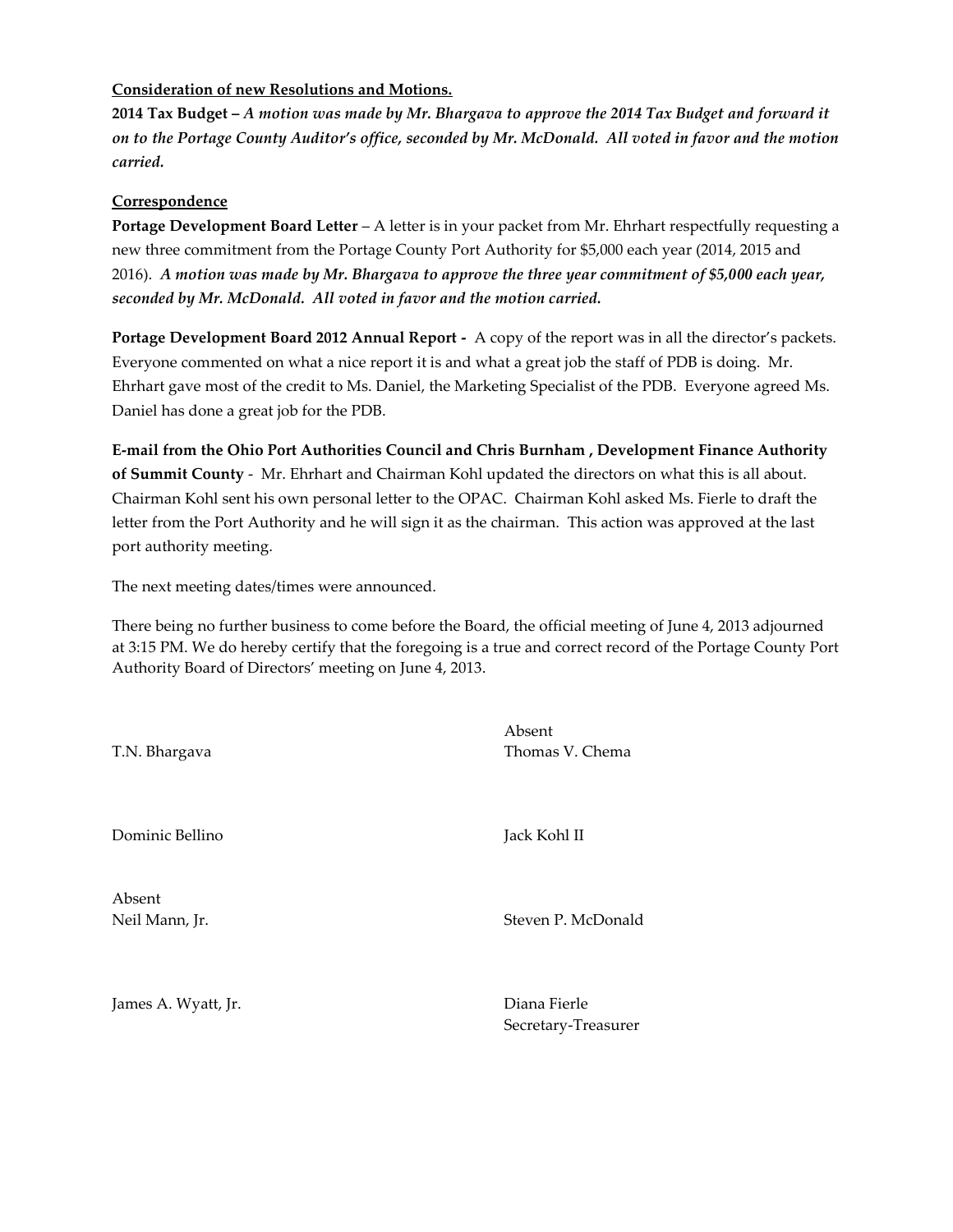**Consideration of new Resolutions and Motions.**

**2014 Tax Budget –** ***A motion was made by Mr. Bhargava to approve the 2014 Tax Budget and forward it on to the Portage County Auditor's office, seconded by Mr. McDonald. All voted in favor and the motion carried.***

**Correspondence**

**Portage Development Board Letter** – A letter is in your packet from Mr. Ehrhart respectfully requesting a new three commitment from the Portage County Port Authority for $5,000 each year (2014, 2015 and 2016). ***A motion was made by Mr. Bhargava to approve the three year commitment of $5,000 each year, seconded by Mr. McDonald. All voted in favor and the motion carried.***

**Portage Development Board 2012 Annual Report -** A copy of the report was in all the director's packets. Everyone commented on what a nice report it is and what a great job the staff of PDB is doing. Mr. Ehrhart gave most of the credit to Ms. Daniel, the Marketing Specialist of the PDB. Everyone agreed Ms. Daniel has done a great job for the PDB.

**E-mail from the Ohio Port Authorities Council and Chris Burnham , Development Finance Authority of Summit County** - Mr. Ehrhart and Chairman Kohl updated the directors on what this is all about. Chairman Kohl sent his own personal letter to the OPAC. Chairman Kohl asked Ms. Fierle to draft the letter from the Port Authority and he will sign it as the chairman. This action was approved at the last port authority meeting.

The next meeting dates/times were announced.

There being no further business to come before the Board, the official meeting of June 4, 2013 adjourned at 3:15 PM. We do hereby certify that the foregoing is a true and correct record of the Portage County Port Authority Board of Directors' meeting on June 4, 2013.

T.N. Bhargava

Absent
Thomas V. Chema

Dominic Bellino

Jack Kohl II

Absent
Neil Mann, Jr.

Steven P. McDonald

James A. Wyatt, Jr.

Diana Fierle
Secretary-Treasurer